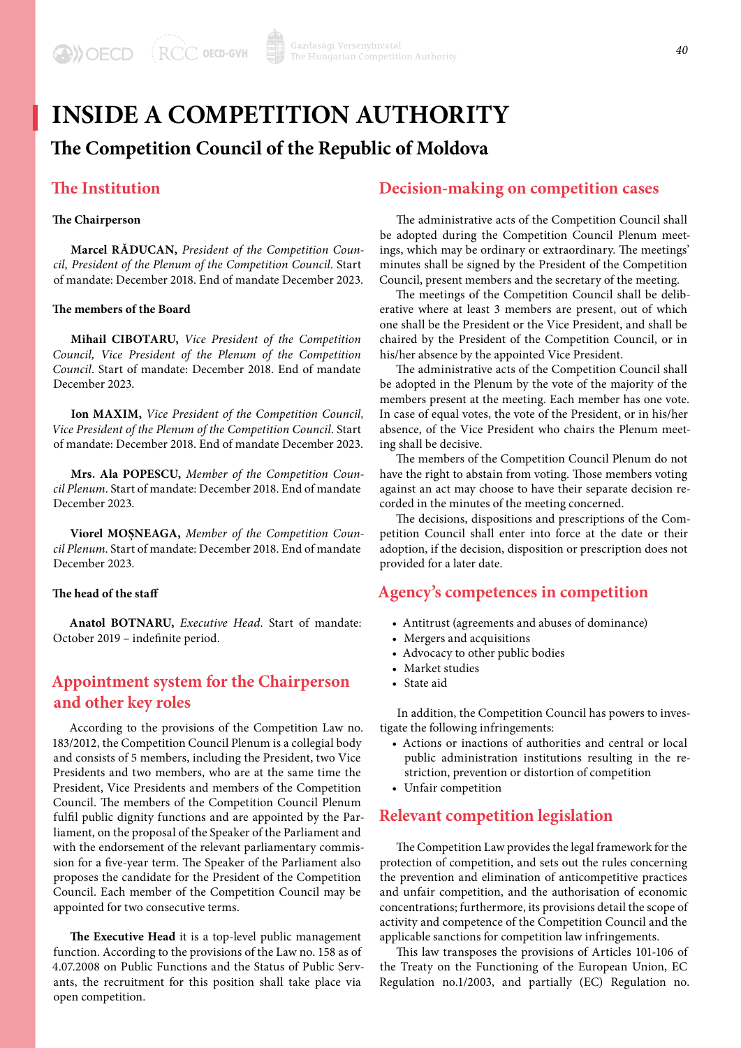# INSIDE A COMPETITION AUTHORITY

## The Competition Council of the Republic of Moldova

### The Institution

**The Chairperson**

**Marcel RĂDUCAN,** *President of the Competition Council, President of the Plenum of the Competition Council*. Start of mandate: December 2018. End of mandate December 2023.

**The members of the Board**

**Mihail CIBOTARU,** *Vice President of the Competition Council, Vice President of the Plenum of the Competition Council*. Start of mandate: December 2018. End of mandate December 2023.

**Ion MAXIM,** *Vice President of the Competition Council, Vice President of the Plenum of the Competition Council*. Start of mandate: December 2018. End of mandate December 2023.

**Mrs. Ala POPESCU,** *Member of the Competition Council Plenum*. Start of mandate: December 2018. End of mandate December 2023.

**Viorel MOȘNEAGA,** *Member of the Competition Council Plenum*. Start of mandate: December 2018. End of mandate December 2023.

**The head of the staff**

**Anatol BOTNARU,** *Executive Head.* Start of mandate: October 2019 – indefinite period.

### Appointment system for the Chairperson and other key roles

According to the provisions of the Competition Law no. 183/2012, the Competition Council Plenum is a collegial body and consists of 5 members, including the President, two Vice Presidents and two members, who are at the same time the President, Vice Presidents and members of the Competition Council. The members of the Competition Council Plenum fulfil public dignity functions and are appointed by the Parliament, on the proposal of the Speaker of the Parliament and with the endorsement of the relevant parliamentary commission for a five-year term. The Speaker of the Parliament also proposes the candidate for the President of the Competition Council. Each member of the Competition Council may be appointed for two consecutive terms.

**The Executive Head** it is a top-level public management function. According to the provisions of the Law no. 158 as of 4.07.2008 on Public Functions and the Status of Public Servants, the recruitment for this position shall take place via open competition.

### Decision-making on competition cases

The administrative acts of the Competition Council shall be adopted during the Competition Council Plenum meetings, which may be ordinary or extraordinary. The meetings' minutes shall be signed by the President of the Competition Council, present members and the secretary of the meeting.

The meetings of the Competition Council shall be deliberative where at least 3 members are present, out of which one shall be the President or the Vice President, and shall be chaired by the President of the Competition Council, or in his/her absence by the appointed Vice President.

The administrative acts of the Competition Council shall be adopted in the Plenum by the vote of the majority of the members present at the meeting. Each member has one vote. In case of equal votes, the vote of the President, or in his/her absence, of the Vice President who chairs the Plenum meeting shall be decisive.

The members of the Competition Council Plenum do not have the right to abstain from voting. Those members voting against an act may choose to have their separate decision recorded in the minutes of the meeting concerned.

The decisions, dispositions and prescriptions of the Competition Council shall enter into force at the date or their adoption, if the decision, disposition or prescription does not provided for a later date.

### Agency's competences in competition

- Antitrust (agreements and abuses of dominance)
- Mergers and acquisitions
- Advocacy to other public bodies
- Market studies
- State aid

In addition, the Competition Council has powers to investigate the following infringements:

- Actions or inactions of authorities and central or local public administration institutions resulting in the restriction, prevention or distortion of competition
- Unfair competition

### Relevant competition legislation

The Competition Law provides the legal framework for the protection of competition, and sets out the rules concerning the prevention and elimination of anticompetitive practices and unfair competition, and the authorisation of economic concentrations; furthermore, its provisions detail the scope of activity and competence of the Competition Council and the applicable sanctions for competition law infringements.

This law transposes the provisions of Articles 101-106 of the Treaty on the Functioning of the European Union, EC Regulation no.1/2003, and partially (EC) Regulation no.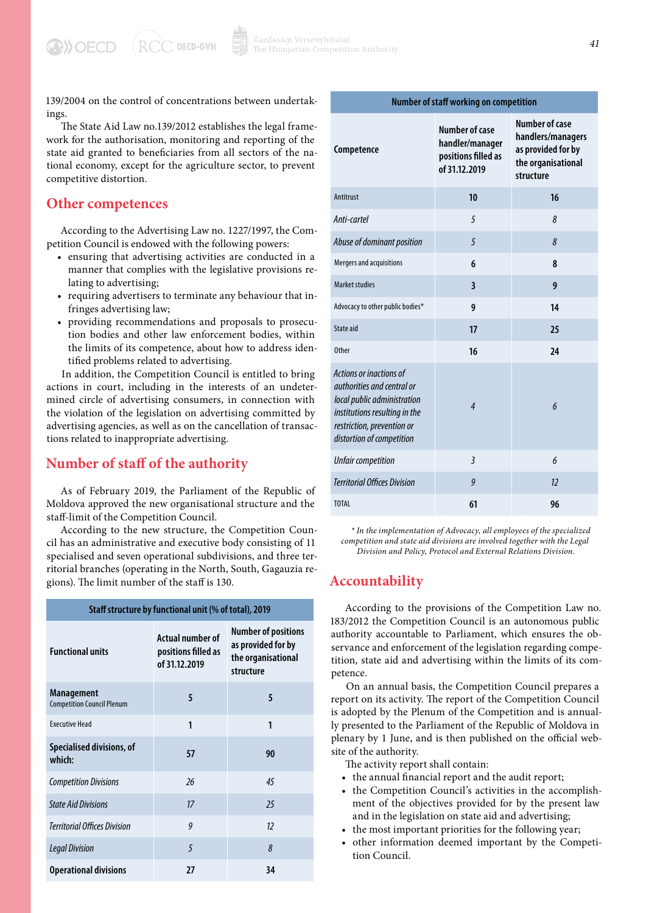139/2004 on the control of concentrations between undertakings.

The State Aid Law no.139/2012 establishes the legal framework for the authorisation, monitoring and reporting of the state aid granted to beneficiaries from all sectors of the national economy, except for the agriculture sector, to prevent competitive distortion.

## Other competences

According to the Advertising Law no. 1227/1997, the Competition Council is endowed with the following powers:

- ensuring that advertising activities are conducted in a manner that complies with the legislative provisions relating to advertising;
- requiring advertisers to terminate any behaviour that infringes advertising law;
- providing recommendations and proposals to prosecution bodies and other law enforcement bodies, within the limits of its competence, about how to address identified problems related to advertising.

In addition, the Competition Council is entitled to bring actions in court, including in the interests of an undetermined circle of advertising consumers, in connection with the violation of the legislation on advertising committed by advertising agencies, as well as on the cancellation of transactions related to inappropriate advertising.

## Number of staff of the authority

As of February 2019, the Parliament of the Republic of Moldova approved the new organisational structure and the staff-limit of the Competition Council.

According to the new structure, the Competition Council has an administrative and executive body consisting of 11 specialised and seven operational subdivisions, and three territorial branches (operating in the North, South, Gagauzia regions). The limit number of the staff is 130.

| Staff structure by functional unit (% of total), 2019 | | |
|---|---|---|
| **Functional units** | **Actual number of positions filled as of 31.12.2019** | **Number of positions as provided for by the organisational structure** |
| **Management** Competition Council Plenum | **5** | **5** |
| Executive Head | **1** | **1** |
| **Specialised divisions, of which:** | **57** | **90** |
| *Competition Divisions* | *26* | *45* |
| *State Aid Divisions* | *17* | *25* |
| *Territorial Offices Division* | *9* | *12* |
| *Legal Division* | *5* | *8* |
| **Operational divisions** | **27** | **34** |

| Number of staff working on competition | | |
|---|---|---|
| **Competence** | **Number of case handler/manager positions filled as of 31.12.2019** | **Number of case handlers/managers as provided for by the organisational structure** |
| Antitrust | **10** | **16** |
| *Anti-cartel* | *5* | *8* |
| *Abuse of dominant position* | *5* | *8* |
| Mergers and acquisitions | **6** | **8** |
| Market studies | **3** | **9** |
| Advocacy to other public bodies* | **9** | **14** |
| State aid | **17** | **25** |
| Other | **16** | **24** |
| *Actions or inactions of authorities and central or local public administration institutions resulting in the restriction, prevention or distortion of competition* | *4* | *6* |
| *Unfair competition* | *3* | *6* |
| *Territorial Offices Division* | *9* | *12* |
| TOTAL | **61** | **96** |

*\* In the implementation of Advocacy, all employees of the specialized competition and state aid divisions are involved together with the Legal Division and Policy, Protocol and External Relations Division.*

## Accountability

According to the provisions of the Competition Law no. 183/2012 the Competition Council is an autonomous public authority accountable to Parliament, which ensures the observance and enforcement of the legislation regarding competition, state aid and advertising within the limits of its competence.

On an annual basis, the Competition Council prepares a report on its activity. The report of the Competition Council is adopted by the Plenum of the Competition and is annually presented to the Parliament of the Republic of Moldova in plenary by 1 June, and is then published on the official website of the authority.

The activity report shall contain:

- the annual financial report and the audit report;
- the Competition Council's activities in the accomplishment of the objectives provided for by the present law and in the legislation on state aid and advertising;
- the most important priorities for the following year;
- other information deemed important by the Competition Council.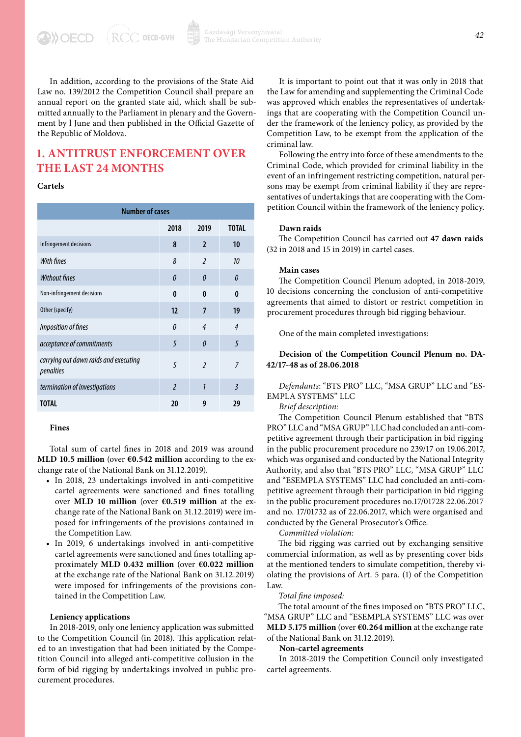In addition, according to the provisions of the State Aid Law no. 139/2012 the Competition Council shall prepare an annual report on the granted state aid, which shall be submitted annually to the Parliament in plenary and the Government by 1 June and then published in the Official Gazette of the Republic of Moldova.

## 1. ANTITRUST ENFORCEMENT OVER THE LAST 24 MONTHS

### Cartels

| Number of cases | | | |
|---|---|---|---|
| | 2018 | 2019 | TOTAL |
| Infringement decisions | **8** | **2** | **10** |
| *With fines* | *8* | *2* | *10* |
| *Without fines* | *0* | *0* | *0* |
| Non-infringement decisions | **0** | **0** | **0** |
| Other (specify) | **12** | **7** | **19** |
| *imposition of fines* | *0* | *4* | *4* |
| *acceptance of commitments* | *5* | *0* | *5* |
| *carrying out dawn raids and executing penalties* | *5* | *2* | *7* |
| *termination of investigations* | *2* | *1* | *3* |
| **TOTAL** | **20** | **9** | **29** |

**Fines**

Total sum of cartel fines in 2018 and 2019 was around **MLD 10.5 million** (over **€0.542 million** according to the exchange rate of the National Bank on 31.12.2019).

- In 2018, 23 undertakings involved in anti-competitive cartel agreements were sanctioned and fines totalling over **MLD 10 million** (over **€0.519 million** at the exchange rate of the National Bank on 31.12.2019) were imposed for infringements of the provisions contained in the Competition Law.
- In 2019, 6 undertakings involved in anti-competitive cartel agreements were sanctioned and fines totalling approximately **MLD 0.432 million** (over **€0.022 million** at the exchange rate of the National Bank on 31.12.2019) were imposed for infringements of the provisions contained in the Competition Law.

**Leniency applications**

In 2018-2019, only one leniency application was submitted to the Competition Council (in 2018). This application related to an investigation that had been initiated by the Competition Council into alleged anti-competitive collusion in the form of bid rigging by undertakings involved in public procurement procedures.

It is important to point out that it was only in 2018 that the Law for amending and supplementing the Criminal Code was approved which enables the representatives of undertakings that are cooperating with the Competition Council under the framework of the leniency policy, as provided by the Competition Law, to be exempt from the application of the criminal law.

Following the entry into force of these amendments to the Criminal Code, which provided for criminal liability in the event of an infringement restricting competition, natural persons may be exempt from criminal liability if they are representatives of undertakings that are cooperating with the Competition Council within the framework of the leniency policy.

**Dawn raids**

The Competition Council has carried out **47 dawn raids** (32 in 2018 and 15 in 2019) in cartel cases.

**Main cases**

The Competition Council Plenum adopted, in 2018-2019, 10 decisions concerning the conclusion of anti-competitive agreements that aimed to distort or restrict competition in procurement procedures through bid rigging behaviour.

One of the main completed investigations:

**Decision of the Competition Council Plenum no. DA-42/17-48 as of 28.06.2018**

*Defendants*: "BTS PRO" LLC, "MSA GRUP" LLC and "ESEMPLA SYSTEMS" LLC

*Brief description:*

The Competition Council Plenum established that "BTS PRO" LLC and "MSA GRUP" LLC had concluded an anti-competitive agreement through their participation in bid rigging in the public procurement procedure no 239/17 on 19.06.2017, which was organised and conducted by the National Integrity Authority, and also that "BTS PRO" LLC, "MSA GRUP" LLC and "ESEMPLA SYSTEMS" LLC had concluded an anti-competitive agreement through their participation in bid rigging in the public procurement procedures no.17/01728 22.06.2017 and no. 17/01732 as of 22.06.2017, which were organised and conducted by the General Prosecutor's Office.

*Committed violation:*

The bid rigging was carried out by exchanging sensitive commercial information, as well as by presenting cover bids at the mentioned tenders to simulate competition, thereby violating the provisions of Art. 5 para. (1) of the Competition Law.

*Total fine imposed:*

The total amount of the fines imposed on "BTS PRO" LLC, "MSA GRUP" LLC and "ESEMPLA SYSTEMS" LLC was over **MLD 5.175 million** (over **€0.264 million** at the exchange rate of the National Bank on 31.12.2019).

**Non-cartel agreements**

In 2018-2019 the Competition Council only investigated cartel agreements.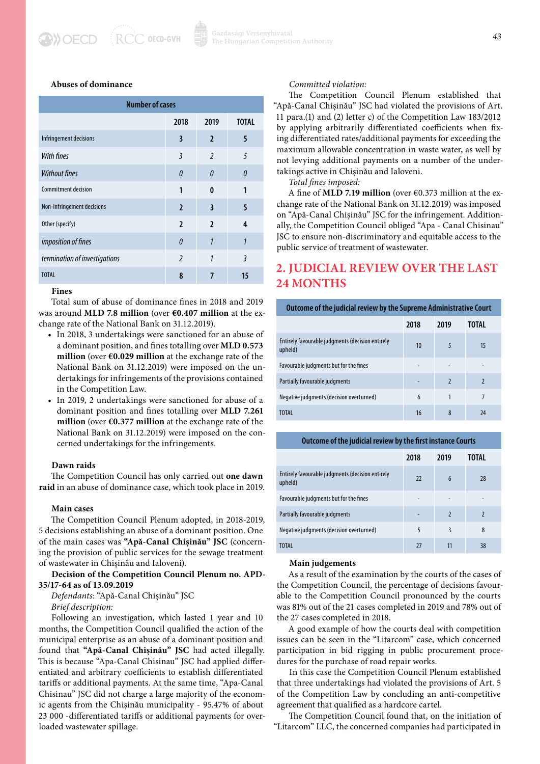**Abuses of dominance**

| Number of cases | | | |
|---|---|---|---|
| | 2018 | 2019 | TOTAL |
| Infringement decisions | 3 | 2 | 5 |
| *With fines* | *3* | *2* | *5* |
| *Without fines* | *0* | *0* | *0* |
| Commitment decision | 1 | 0 | 1 |
| Non-infringement decisions | 2 | 3 | 5 |
| Other (specify) | 2 | 2 | 4 |
| *imposition of fines* | *0* | *1* | *1* |
| *termination of investigations* | *2* | *1* | *3* |
| TOTAL | 8 | 7 | 15 |

**Fines**

Total sum of abuse of dominance fines in 2018 and 2019 was around **MLD 7.8 million** (over **€0.407 million** at the exchange rate of the National Bank on 31.12.2019).

- In 2018, 3 undertakings were sanctioned for an abuse of a dominant position, and fines totalling over **MLD 0.573 million** (over **€0.029 million** at the exchange rate of the National Bank on 31.12.2019) were imposed on the undertakings for infringements of the provisions contained in the Competition Law.
- In 2019, 2 undertakings were sanctioned for abuse of a dominant position and fines totalling over **MLD 7.261 million** (over **€0.377 million** at the exchange rate of the National Bank on 31.12.2019) were imposed on the concerned undertakings for the infringements.

**Dawn raids**

The Competition Council has only carried out **one dawn raid** in an abuse of dominance case, which took place in 2019.

**Main cases**

The Competition Council Plenum adopted, in 2018-2019, 5 decisions establishing an abuse of a dominant position. One of the main cases was **"Apă-Canal Chișinău" JSC** (concerning the provision of public services for the sewage treatment of wastewater in Chișinău and Ialoveni).

**Decision of the Competition Council Plenum no. APD-35/17-64 as of 13.09.2019**

*Defendants*: "Apă-Canal Chișinău" JSC

*Brief description:*

Following an investigation, which lasted 1 year and 10 months, the Competition Council qualified the action of the municipal enterprise as an abuse of a dominant position and found that **"Apă-Canal Chișinău" JSC** had acted illegally. This is because "Apa-Canal Chisinau" JSC had applied differentiated and arbitrary coefficients to establish differentiated tariffs or additional payments. At the same time, "Apa-Canal Chisinau" JSC did not charge a large majority of the economic agents from the Chișinău municipality - 95.47% of about 23 000 -differentiated tariffs or additional payments for overloaded wastewater spillage.

*Committed violation:*

The Competition Council Plenum established that "Apă-Canal Chișinău" JSC had violated the provisions of Art. 11 para.(1) and (2) letter c) of the Competition Law 183/2012 by applying arbitrarily differentiated coefficients when fixing differentiated rates/additional payments for exceeding the maximum allowable concentration in waste water, as well by not levying additional payments on a number of the undertakings active in Chișinău and Ialoveni.

*Total fines imposed:*

A fine of **MLD 7.19 million** (over €0.373 million at the exchange rate of the National Bank on 31.12.2019) was imposed on "Apă-Canal Chișinău" JSC for the infringement. Additionally, the Competition Council obliged "Apa - Canal Chisinau" JSC to ensure non-discriminatory and equitable access to the public service of treatment of wastewater.

## 2. JUDICIAL REVIEW OVER THE LAST 24 MONTHS

| Outcome of the judicial review by the Supreme Administrative Court | | | |
|---|---|---|---|
| | 2018 | 2019 | TOTAL |
| Entirely favourable judgments (decision entirely upheld) | 10 | 5 | 15 |
| Favourable judgments but for the fines | - | - | - |
| Partially favourable judgments | - | 2 | 2 |
| Negative judgments (decision overturned) | 6 | 1 | 7 |
| TOTAL | 16 | 8 | 24 |

| Outcome of the judicial review by the first instance Courts | | | |
|---|---|---|---|
| | 2018 | 2019 | TOTAL |
| Entirely favourable judgments (decision entirely upheld) | 22 | 6 | 28 |
| Favourable judgments but for the fines | - | - | - |
| Partially favourable judgments | - | 2 | 2 |
| Negative judgments (decision overturned) | 5 | 3 | 8 |
| TOTAL | 27 | 11 | 38 |

**Main judgements**

As a result of the examination by the courts of the cases of the Competition Council, the percentage of decisions favourable to the Competition Council pronounced by the courts was 81% out of the 21 cases completed in 2019 and 78% out of the 27 cases completed in 2018.

A good example of how the courts deal with competition issues can be seen in the "Litarcom" case, which concerned participation in bid rigging in public procurement procedures for the purchase of road repair works.

In this case the Competition Council Plenum established that three undertakings had violated the provisions of Art. 5 of the Competition Law by concluding an anti-competitive agreement that qualified as a hardcore cartel.

The Competition Council found that, on the initiation of "Litarcom" LLC, the concerned companies had participated in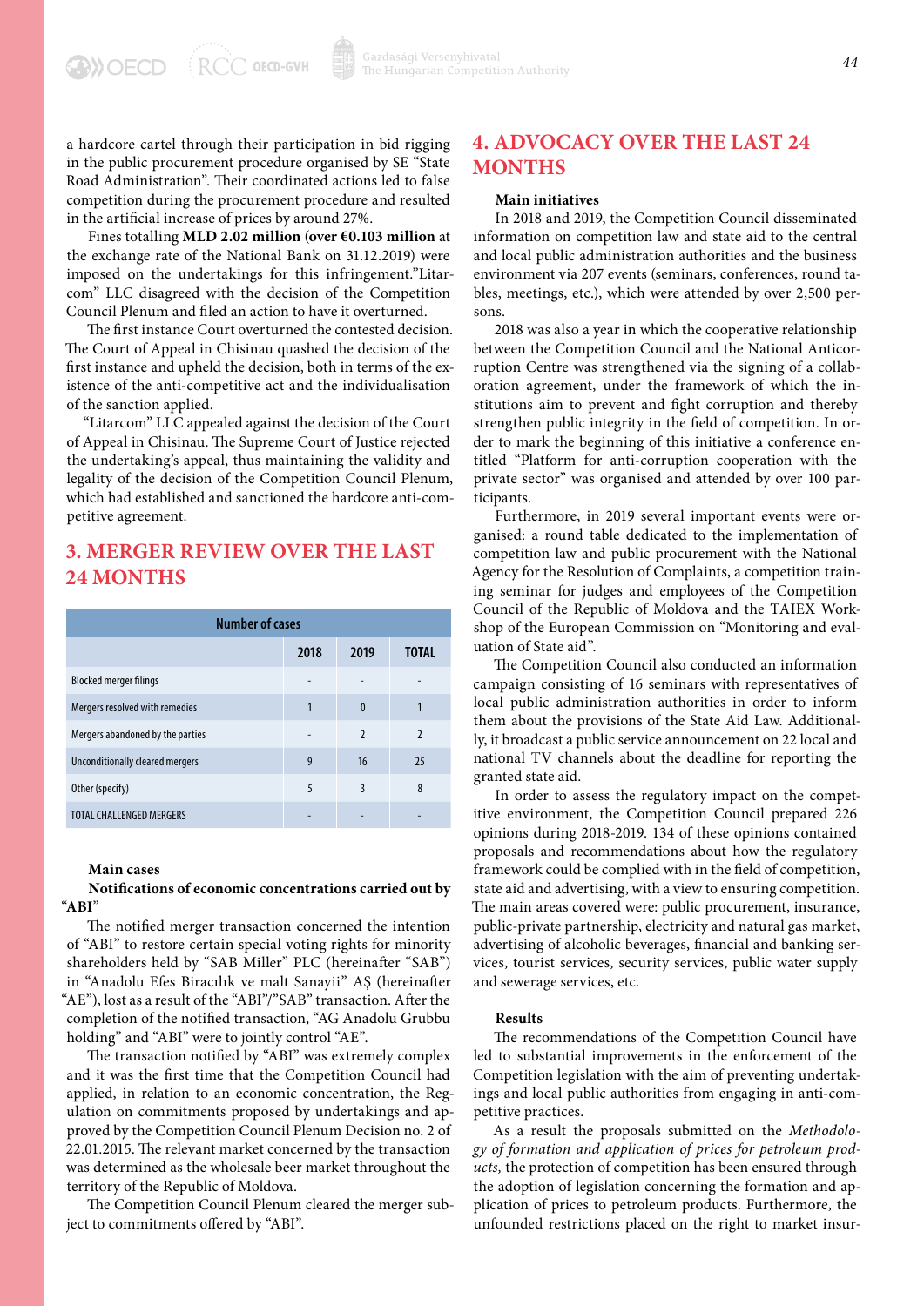a hardcore cartel through their participation in bid rigging in the public procurement procedure organised by SE "State Road Administration". Their coordinated actions led to false competition during the procurement procedure and resulted in the artificial increase of prices by around 27%.

Fines totalling **MLD 2.02 million** (**over €0.103 million** at the exchange rate of the National Bank on 31.12.2019) were imposed on the undertakings for this infringement."Litarcom" LLC disagreed with the decision of the Competition Council Plenum and filed an action to have it overturned.

The first instance Court overturned the contested decision. The Court of Appeal in Chisinau quashed the decision of the first instance and upheld the decision, both in terms of the existence of the anti-competitive act and the individualisation of the sanction applied.

"Litarcom" LLC appealed against the decision of the Court of Appeal in Chisinau. The Supreme Court of Justice rejected the undertaking's appeal, thus maintaining the validity and legality of the decision of the Competition Council Plenum, which had established and sanctioned the hardcore anti-competitive agreement.

## 3. MERGER REVIEW OVER THE LAST 24 MONTHS

| Number of cases | | | |
|---|---|---|---|
| | 2018 | 2019 | TOTAL |
| Blocked merger filings | - | - | - |
| Mergers resolved with remedies | 1 | 0 | 1 |
| Mergers abandoned by the parties | - | 2 | 2 |
| Unconditionally cleared mergers | 9 | 16 | 25 |
| Other (specify) | 5 | 3 | 8 |
| TOTAL CHALLENGED MERGERS | - | - | - |

**Main cases**

**Notifications of economic concentrations carried out by "ABI"**

The notified merger transaction concerned the intention of "ABI" to restore certain special voting rights for minority shareholders held by "SAB Miller" PLC (hereinafter "SAB") in "Anadolu Efes Biracılık ve malt Sanayii" AŞ (hereinafter "AE"), lost as a result of the "ABI"/"SAB" transaction. After the completion of the notified transaction, "AG Anadolu Grubbu holding" and "ABI" were to jointly control "AE".

The transaction notified by "ABI" was extremely complex and it was the first time that the Competition Council had applied, in relation to an economic concentration, the Regulation on commitments proposed by undertakings and approved by the Competition Council Plenum Decision no. 2 of 22.01.2015. The relevant market concerned by the transaction was determined as the wholesale beer market throughout the territory of the Republic of Moldova.

The Competition Council Plenum cleared the merger subject to commitments offered by "ABI".

## 4. ADVOCACY OVER THE LAST 24 MONTHS

**Main initiatives**

In 2018 and 2019, the Competition Council disseminated information on competition law and state aid to the central and local public administration authorities and the business environment via 207 events (seminars, conferences, round tables, meetings, etc.), which were attended by over 2,500 persons.

2018 was also a year in which the cooperative relationship between the Competition Council and the National Anticorruption Centre was strengthened via the signing of a collaboration agreement, under the framework of which the institutions aim to prevent and fight corruption and thereby strengthen public integrity in the field of competition. In order to mark the beginning of this initiative a conference entitled "Platform for anti-corruption cooperation with the private sector" was organised and attended by over 100 participants.

Furthermore, in 2019 several important events were organised: a round table dedicated to the implementation of competition law and public procurement with the National Agency for the Resolution of Complaints, a competition training seminar for judges and employees of the Competition Council of the Republic of Moldova and the TAIEX Workshop of the European Commission on "Monitoring and evaluation of State aid".

The Competition Council also conducted an information campaign consisting of 16 seminars with representatives of local public administration authorities in order to inform them about the provisions of the State Aid Law. Additionally, it broadcast a public service announcement on 22 local and national TV channels about the deadline for reporting the granted state aid.

In order to assess the regulatory impact on the competitive environment, the Competition Council prepared 226 opinions during 2018-2019. 134 of these opinions contained proposals and recommendations about how the regulatory framework could be complied with in the field of competition, state aid and advertising, with a view to ensuring competition. The main areas covered were: public procurement, insurance, public-private partnership, electricity and natural gas market, advertising of alcoholic beverages, financial and banking services, tourist services, security services, public water supply and sewerage services, etc.

**Results**

The recommendations of the Competition Council have led to substantial improvements in the enforcement of the Competition legislation with the aim of preventing undertakings and local public authorities from engaging in anti-competitive practices.

As a result the proposals submitted on the *Methodology of formation and application of prices for petroleum products,* the protection of competition has been ensured through the adoption of legislation concerning the formation and application of prices to petroleum products. Furthermore, the unfounded restrictions placed on the right to market insur-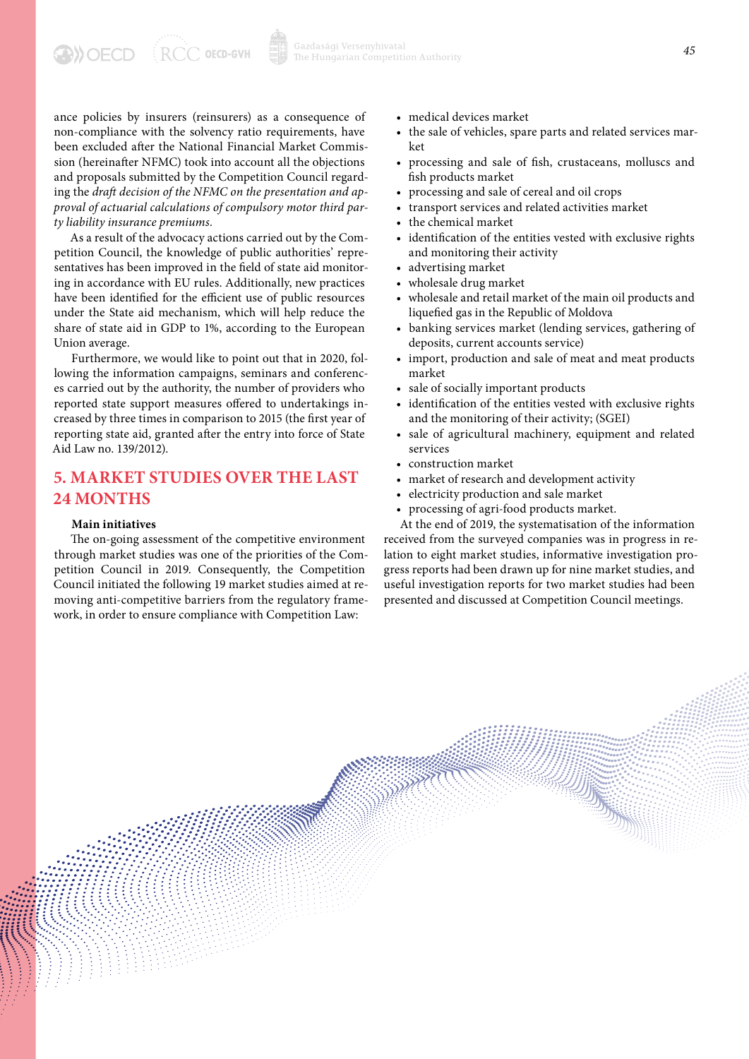ance policies by insurers (reinsurers) as a consequence of non-compliance with the solvency ratio requirements, have been excluded after the National Financial Market Commission (hereinafter NFMC) took into account all the objections and proposals submitted by the Competition Council regarding the *draft decision of the NFMC on the presentation and approval of actuarial calculations of compulsory motor third party liability insurance premiums*.

As a result of the advocacy actions carried out by the Competition Council, the knowledge of public authorities' representatives has been improved in the field of state aid monitoring in accordance with EU rules. Additionally, new practices have been identified for the efficient use of public resources under the State aid mechanism, which will help reduce the share of state aid in GDP to 1%, according to the European Union average.

Furthermore, we would like to point out that in 2020, following the information campaigns, seminars and conferences carried out by the authority, the number of providers who reported state support measures offered to undertakings increased by three times in comparison to 2015 (the first year of reporting state aid, granted after the entry into force of State Aid Law no. 139/2012).

## 5. MARKET STUDIES OVER THE LAST 24 MONTHS

**Main initiatives**

The on-going assessment of the competitive environment through market studies was one of the priorities of the Competition Council in 2019. Consequently, the Competition Council initiated the following 19 market studies aimed at removing anti-competitive barriers from the regulatory framework, in order to ensure compliance with Competition Law:

- medical devices market
- the sale of vehicles, spare parts and related services market
- processing and sale of fish, crustaceans, molluscs and fish products market
- processing and sale of cereal and oil crops
- transport services and related activities market
- the chemical market
- identification of the entities vested with exclusive rights and monitoring their activity
- advertising market
- wholesale drug market
- wholesale and retail market of the main oil products and liquefied gas in the Republic of Moldova
- banking services market (lending services, gathering of deposits, current accounts service)
- import, production and sale of meat and meat products market
- sale of socially important products
- identification of the entities vested with exclusive rights and the monitoring of their activity; (SGEI)
- sale of agricultural machinery, equipment and related services
- construction market
- market of research and development activity
- electricity production and sale market
- processing of agri-food products market.

At the end of 2019, the systematisation of the information received from the surveyed companies was in progress in relation to eight market studies, informative investigation progress reports had been drawn up for nine market studies, and useful investigation reports for two market studies had been presented and discussed at Competition Council meetings.